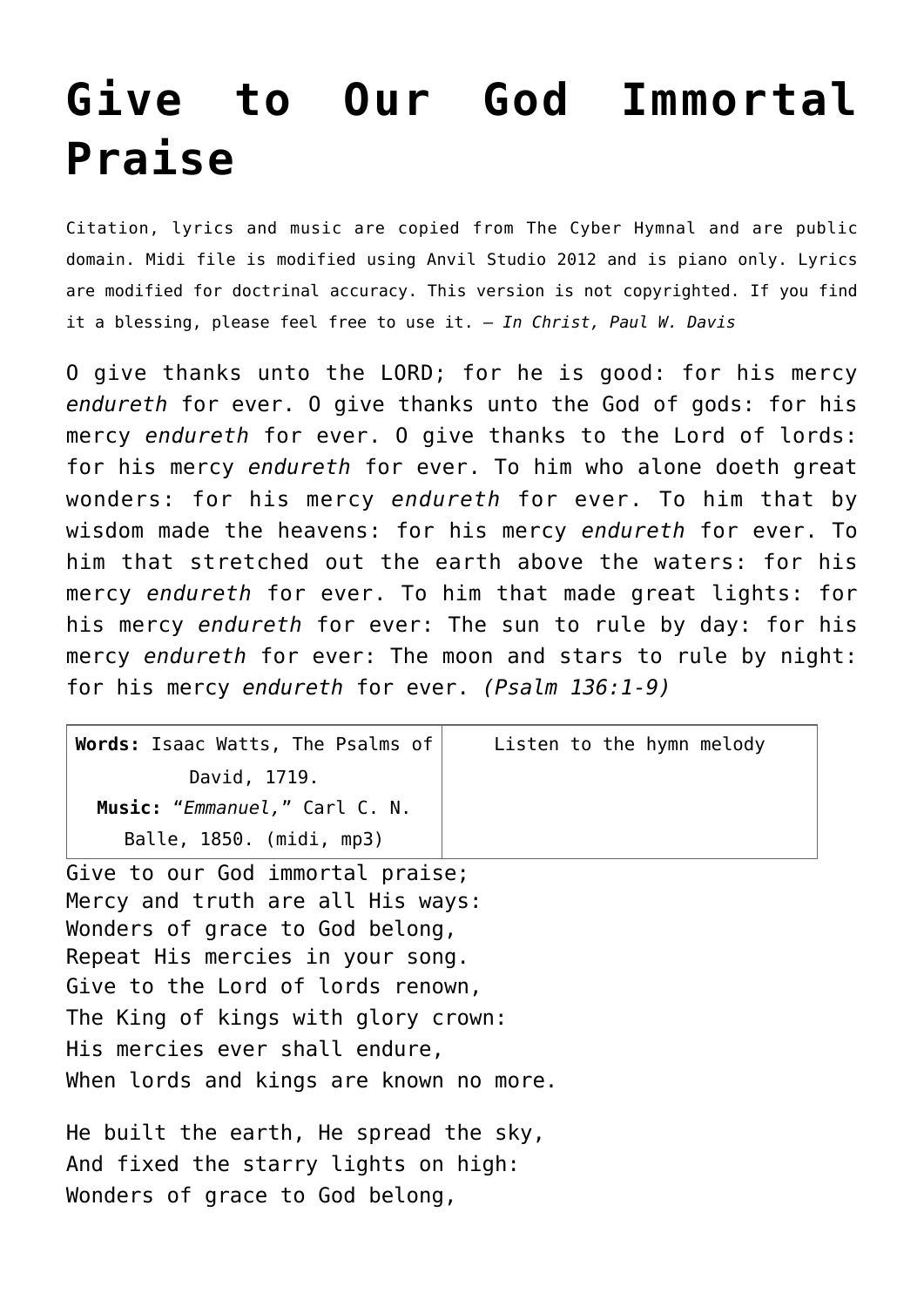# Give to Our God Immortal Praise

Citation, lyrics and music are copied from The Cyber Hymnal and are public domain. Midi file is modified using Anvil Studio 2012 and is piano only. Lyrics are modified for doctrinal accuracy. This version is not copyrighted. If you find it a blessing, please feel free to use it. – *In Christ, Paul W. Davis*

O give thanks unto the LORD; for he is good: for his mercy *endureth* for ever. O give thanks unto the God of gods: for his mercy *endureth* for ever. O give thanks to the Lord of lords: for his mercy *endureth* for ever. To him who alone doeth great wonders: for his mercy *endureth* for ever. To him that by wisdom made the heavens: for his mercy *endureth* for ever. To him that stretched out the earth above the waters: for his mercy *endureth* for ever. To him that made great lights: for his mercy *endureth* for ever: The sun to rule by day: for his mercy *endureth* for ever: The moon and stars to rule by night: for his mercy *endureth* for ever. *(Psalm 136:1-9)*

| **Words:** Isaac Watts, The Psalms of David, 1719.<br>**Music:** "*Emmanuel,*" Carl C. N. Balle, 1850. (midi, mp3) | Listen to the hymn melody |
|---|---|

Give to our God immortal praise;
Mercy and truth are all His ways:
Wonders of grace to God belong,
Repeat His mercies in your song.
Give to the Lord of lords renown,
The King of kings with glory crown:
His mercies ever shall endure,
When lords and kings are known no more.

He built the earth, He spread the sky,
And fixed the starry lights on high:
Wonders of grace to God belong,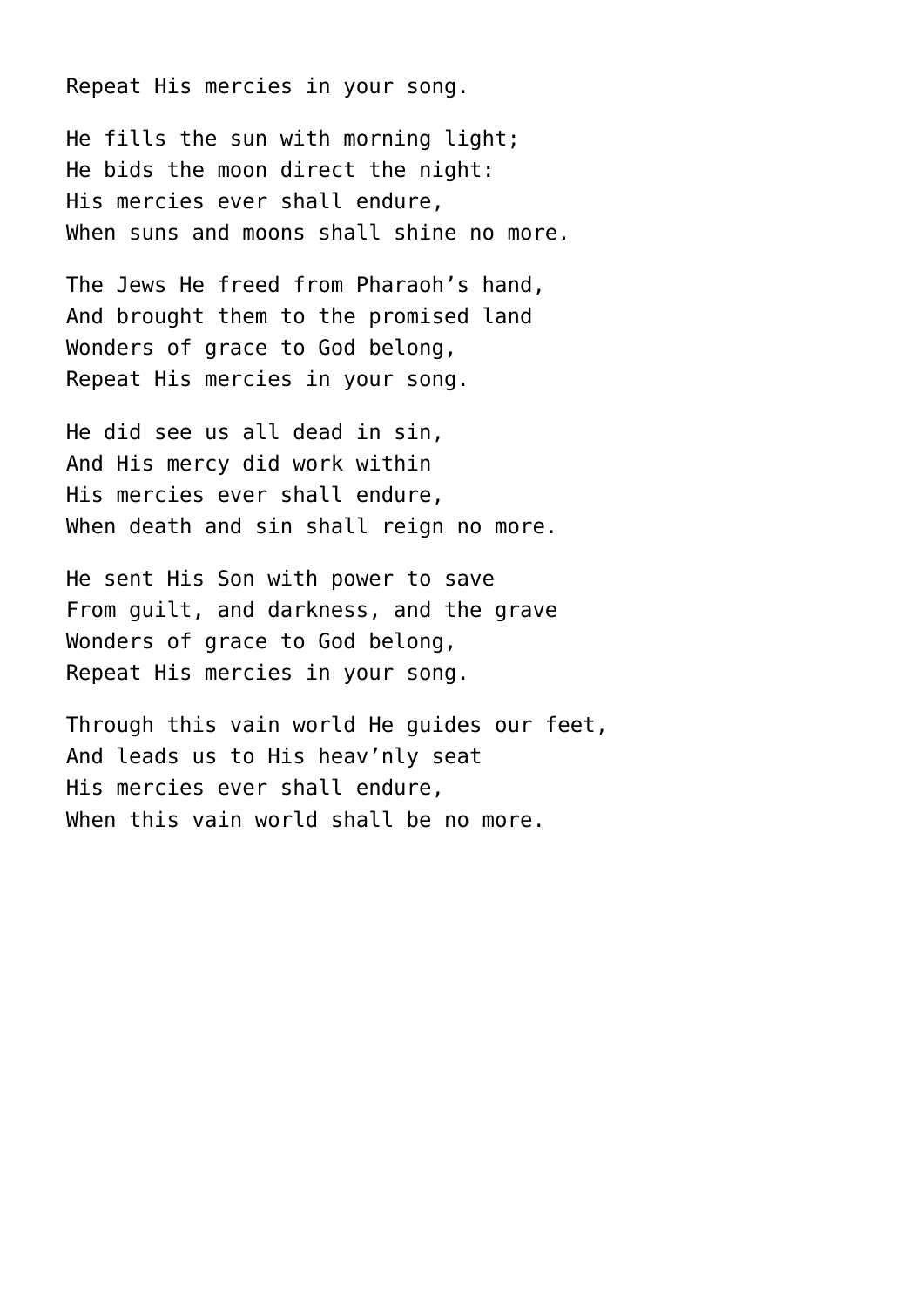Repeat His mercies in your song.

He fills the sun with morning light;  
He bids the moon direct the night:  
His mercies ever shall endure,  
When suns and moons shall shine no more.

The Jews He freed from Pharaoh’s hand,  
And brought them to the promised land  
Wonders of grace to God belong,  
Repeat His mercies in your song.

He did see us all dead in sin,  
And His mercy did work within  
His mercies ever shall endure,  
When death and sin shall reign no more.

He sent His Son with power to save  
From guilt, and darkness, and the grave  
Wonders of grace to God belong,  
Repeat His mercies in your song.

Through this vain world He guides our feet,  
And leads us to His heav’nly seat  
His mercies ever shall endure,  
When this vain world shall be no more.